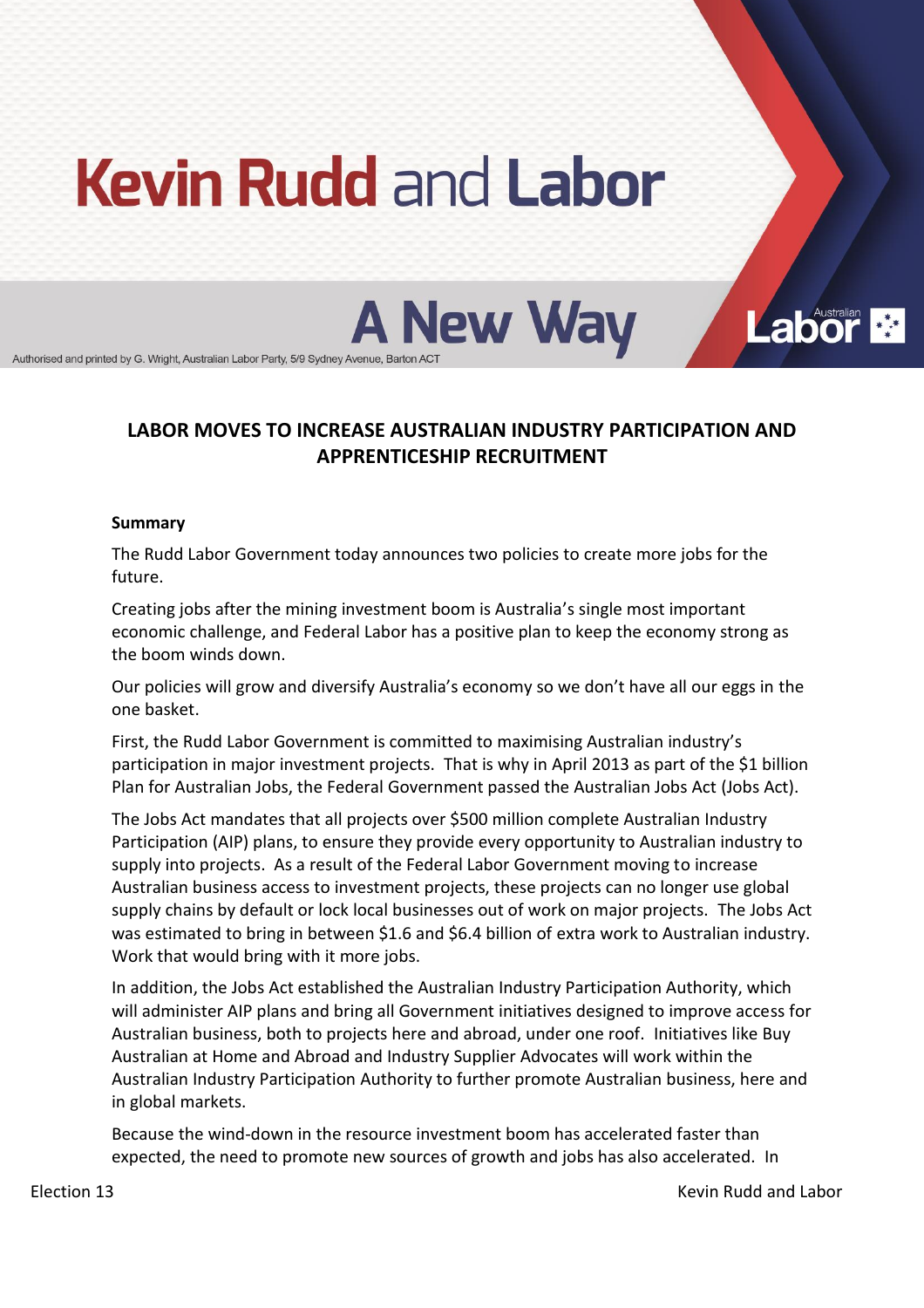# Kevin Rudd and Labor

## A New Way

Authorised and printed by G. Wright, Australian Labor Party, 5/9 Sydney Avenue, Barton ACT

## LABOR MOVES TO INCREASE AUSTRALIAN INDUSTRY PARTICIPATION AND APPRENTICESHIP RECRUITMENT

**Summary**

The Rudd Labor Government today announces two policies to create more jobs for the future.

Creating jobs after the mining investment boom is Australia's single most important economic challenge, and Federal Labor has a positive plan to keep the economy strong as the boom winds down.

Our policies will grow and diversify Australia's economy so we don't have all our eggs in the one basket.

First, the Rudd Labor Government is committed to maximising Australian industry's participation in major investment projects. That is why in April 2013 as part of the $1 billion Plan for Australian Jobs, the Federal Government passed the Australian Jobs Act (Jobs Act).

The Jobs Act mandates that all projects over $500 million complete Australian Industry Participation (AIP) plans, to ensure they provide every opportunity to Australian industry to supply into projects. As a result of the Federal Labor Government moving to increase Australian business access to investment projects, these projects can no longer use global supply chains by default or lock local businesses out of work on major projects. The Jobs Act was estimated to bring in between $1.6 and $6.4 billion of extra work to Australian industry. Work that would bring with it more jobs.

In addition, the Jobs Act established the Australian Industry Participation Authority, which will administer AIP plans and bring all Government initiatives designed to improve access for Australian business, both to projects here and abroad, under one roof. Initiatives like Buy Australian at Home and Abroad and Industry Supplier Advocates will work within the Australian Industry Participation Authority to further promote Australian business, here and in global markets.

Because the wind-down in the resource investment boom has accelerated faster than expected, the need to promote new sources of growth and jobs has also accelerated. In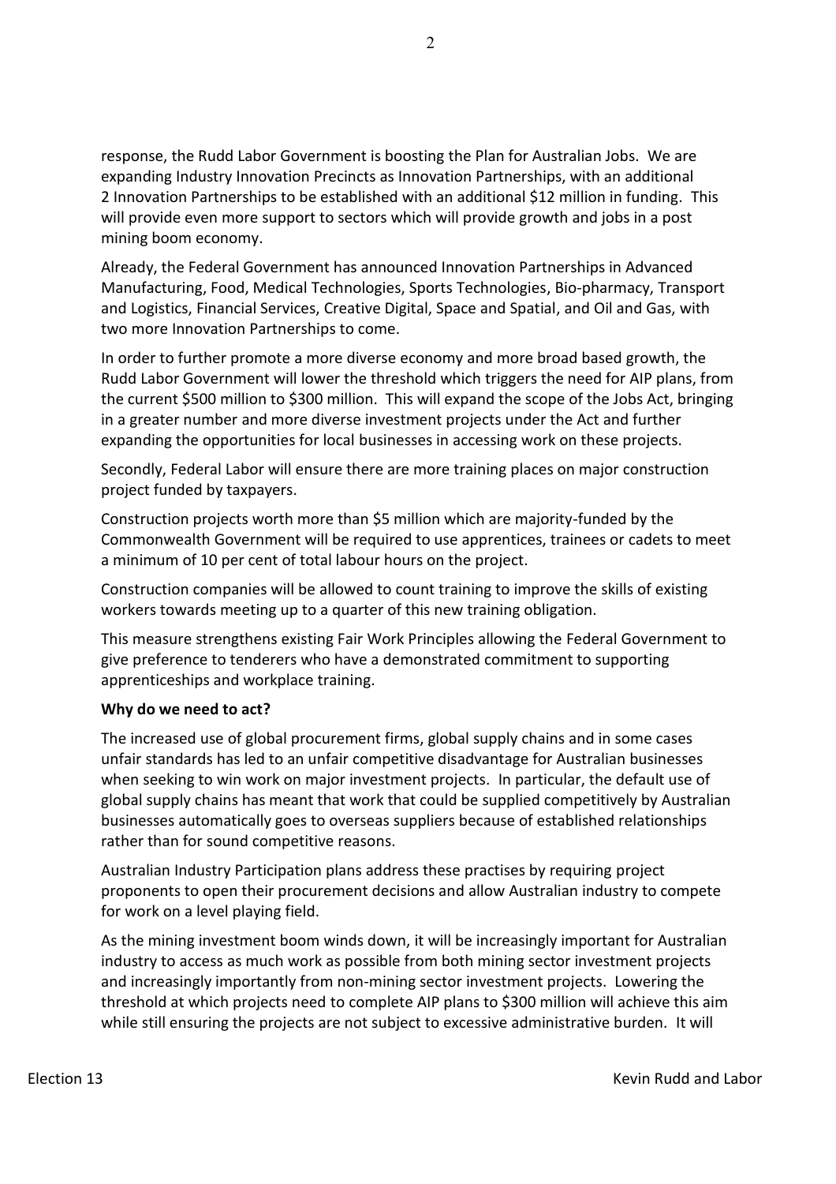response, the Rudd Labor Government is boosting the Plan for Australian Jobs. We are expanding Industry Innovation Precincts as Innovation Partnerships, with an additional 2 Innovation Partnerships to be established with an additional $12 million in funding. This will provide even more support to sectors which will provide growth and jobs in a post mining boom economy.

Already, the Federal Government has announced Innovation Partnerships in Advanced Manufacturing, Food, Medical Technologies, Sports Technologies, Bio-pharmacy, Transport and Logistics, Financial Services, Creative Digital, Space and Spatial, and Oil and Gas, with two more Innovation Partnerships to come.

In order to further promote a more diverse economy and more broad based growth, the Rudd Labor Government will lower the threshold which triggers the need for AIP plans, from the current $500 million to $300 million. This will expand the scope of the Jobs Act, bringing in a greater number and more diverse investment projects under the Act and further expanding the opportunities for local businesses in accessing work on these projects.

Secondly, Federal Labor will ensure there are more training places on major construction project funded by taxpayers.

Construction projects worth more than $5 million which are majority-funded by the Commonwealth Government will be required to use apprentices, trainees or cadets to meet a minimum of 10 per cent of total labour hours on the project.

Construction companies will be allowed to count training to improve the skills of existing workers towards meeting up to a quarter of this new training obligation.

This measure strengthens existing Fair Work Principles allowing the Federal Government to give preference to tenderers who have a demonstrated commitment to supporting apprenticeships and workplace training.

**Why do we need to act?**

The increased use of global procurement firms, global supply chains and in some cases unfair standards has led to an unfair competitive disadvantage for Australian businesses when seeking to win work on major investment projects. In particular, the default use of global supply chains has meant that work that could be supplied competitively by Australian businesses automatically goes to overseas suppliers because of established relationships rather than for sound competitive reasons.

Australian Industry Participation plans address these practises by requiring project proponents to open their procurement decisions and allow Australian industry to compete for work on a level playing field.

As the mining investment boom winds down, it will be increasingly important for Australian industry to access as much work as possible from both mining sector investment projects and increasingly importantly from non-mining sector investment projects. Lowering the threshold at which projects need to complete AIP plans to $300 million will achieve this aim while still ensuring the projects are not subject to excessive administrative burden. It will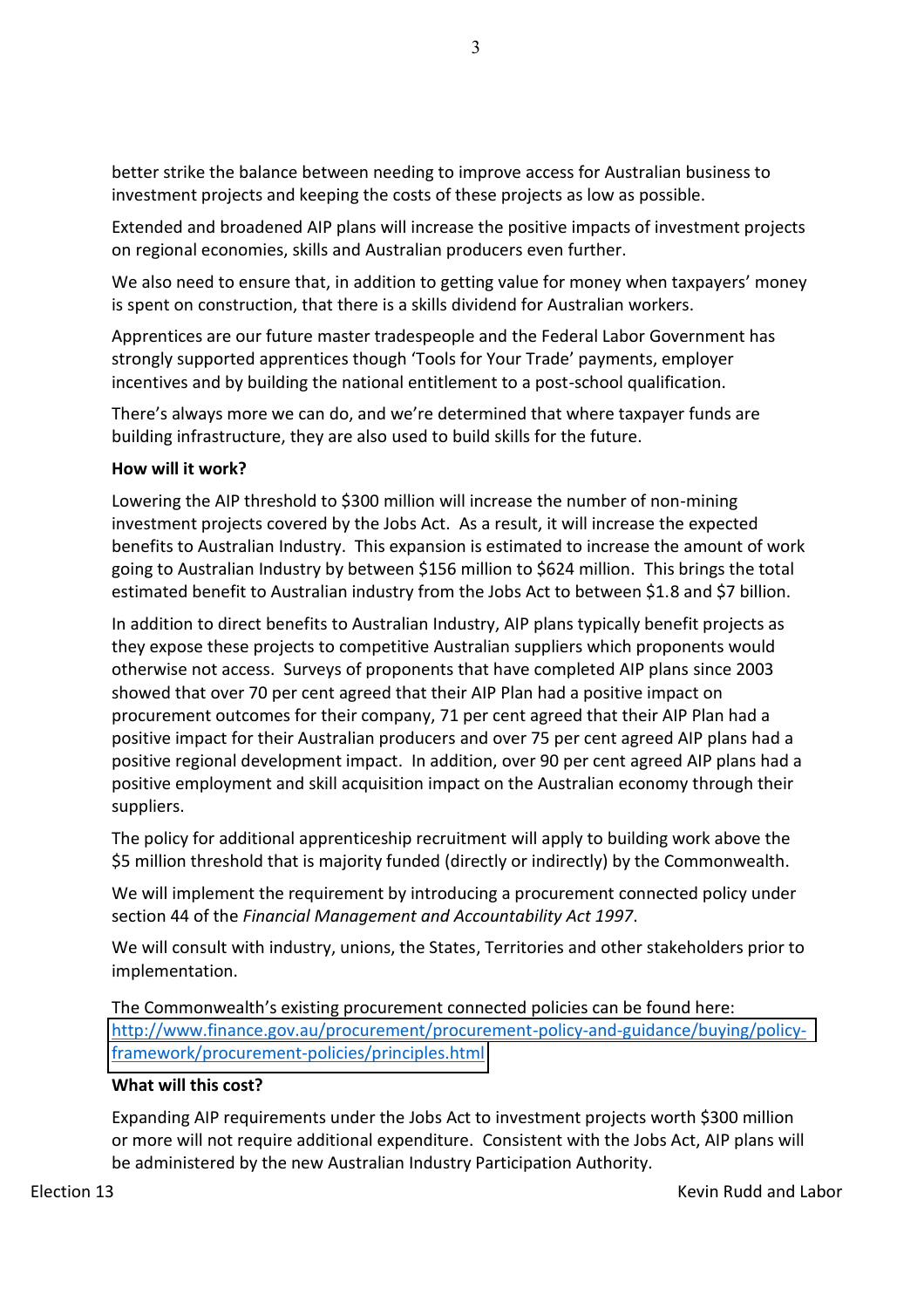better strike the balance between needing to improve access for Australian business to investment projects and keeping the costs of these projects as low as possible.

Extended and broadened AIP plans will increase the positive impacts of investment projects on regional economies, skills and Australian producers even further.

We also need to ensure that, in addition to getting value for money when taxpayers' money is spent on construction, that there is a skills dividend for Australian workers.

Apprentices are our future master tradespeople and the Federal Labor Government has strongly supported apprentices though 'Tools for Your Trade' payments, employer incentives and by building the national entitlement to a post-school qualification.

There's always more we can do, and we're determined that where taxpayer funds are building infrastructure, they are also used to build skills for the future.

**How will it work?**

Lowering the AIP threshold to $300 million will increase the number of non-mining investment projects covered by the Jobs Act. As a result, it will increase the expected benefits to Australian Industry. This expansion is estimated to increase the amount of work going to Australian Industry by between $156 million to $624 million. This brings the total estimated benefit to Australian industry from the Jobs Act to between $1.8 and $7 billion.

In addition to direct benefits to Australian Industry, AIP plans typically benefit projects as they expose these projects to competitive Australian suppliers which proponents would otherwise not access. Surveys of proponents that have completed AIP plans since 2003 showed that over 70 per cent agreed that their AIP Plan had a positive impact on procurement outcomes for their company, 71 per cent agreed that their AIP Plan had a positive impact for their Australian producers and over 75 per cent agreed AIP plans had a positive regional development impact. In addition, over 90 per cent agreed AIP plans had a positive employment and skill acquisition impact on the Australian economy through their suppliers.

The policy for additional apprenticeship recruitment will apply to building work above the $5 million threshold that is majority funded (directly or indirectly) by the Commonwealth.

We will implement the requirement by introducing a procurement connected policy under section 44 of the *Financial Management and Accountability Act 1997*.

We will consult with industry, unions, the States, Territories and other stakeholders prior to implementation.

The Commonwealth's existing procurement connected policies can be found here: [http://www.finance.gov.au/procurement/procurement-policy-and-guidance/buying/policy-framework/procurement-policies/principles.html](http://www.finance.gov.au/procurement/procurement-policy-and-guidance/buying/policy-framework/procurement-policies/principles.html)

**What will this cost?**

Expanding AIP requirements under the Jobs Act to investment projects worth $300 million or more will not require additional expenditure. Consistent with the Jobs Act, AIP plans will be administered by the new Australian Industry Participation Authority.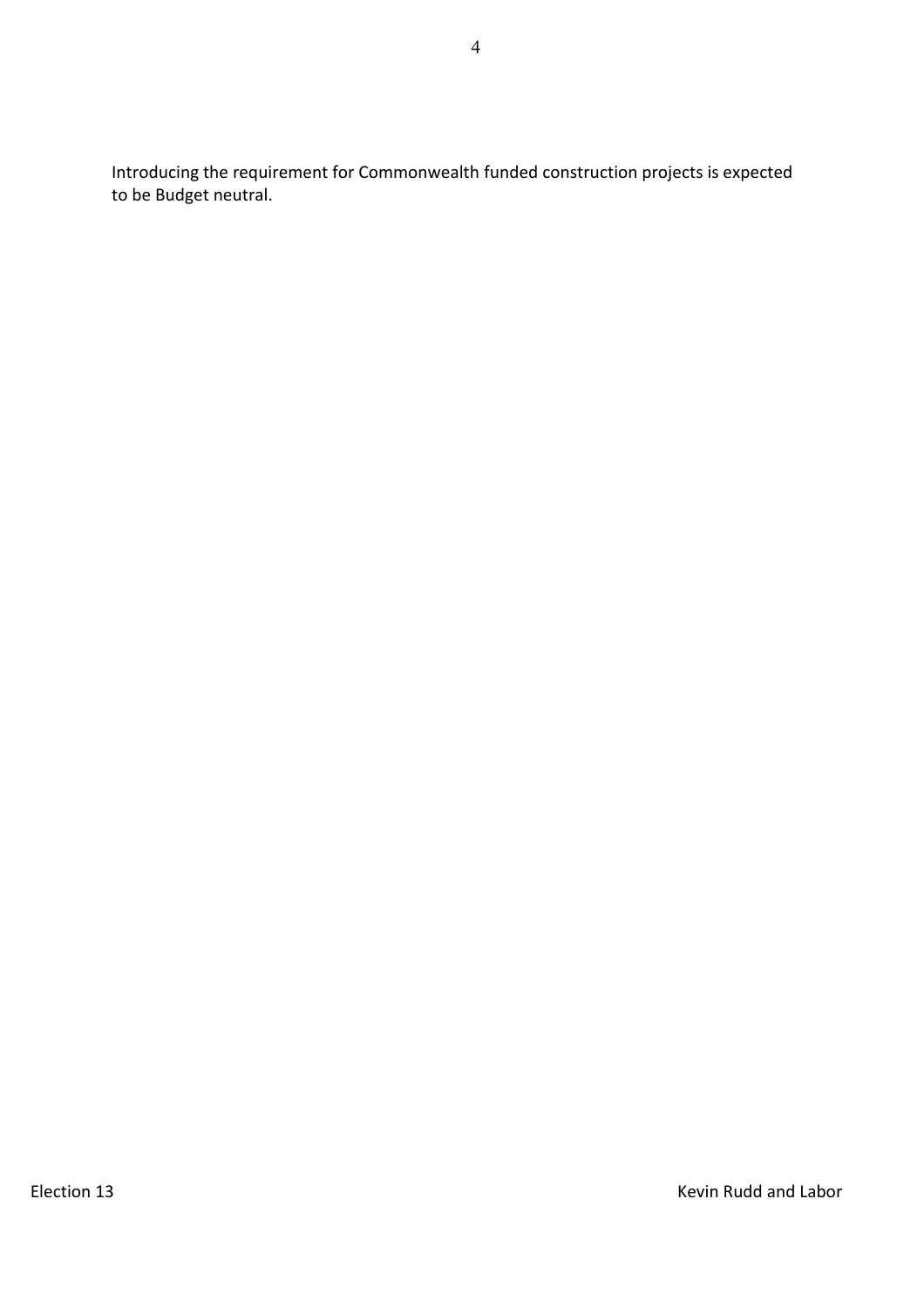Introducing the requirement for Commonwealth funded construction projects is expected to be Budget neutral.